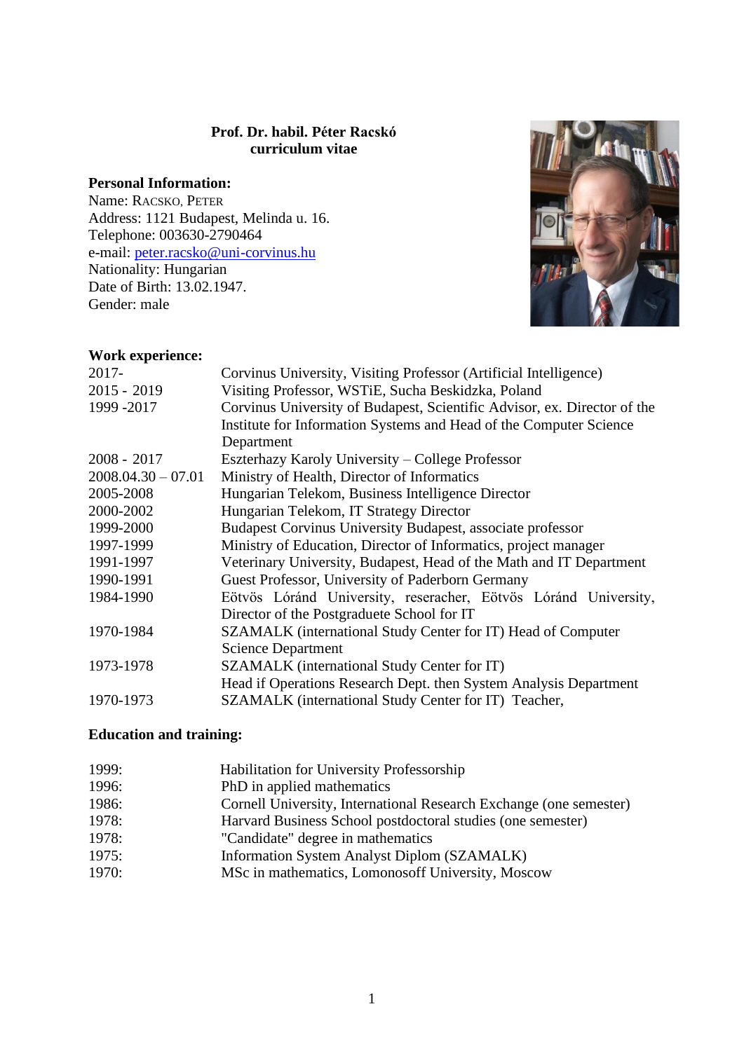**Prof. Dr. habil. Péter Racskó**
**curriculum vitae**

**Personal Information:**

Name: RACSKO, PETER
Address: 1121 Budapest, Melinda u. 16.
Telephone: 003630-2790464
e-mail: peter.racsko@uni-corvinus.hu
Nationality: Hungarian
Date of Birth: 13.02.1947.
Gender: male

**Work experience:**

| | |
|---|---|
| 2017- | Corvinus University, Visiting Professor (Artificial Intelligence) |
| 2015 - 2019 | Visiting Professor, WSTiE, Sucha Beskidzka, Poland |
| 1999 -2017 | Corvinus University of Budapest, Scientific Advisor, ex. Director of the Institute for Information Systems and Head of the Computer Science Department |
| 2008 - 2017 | Eszterhazy Karoly University – College Professor |
| 2008.04.30 – 07.01 | Ministry of Health, Director of Informatics |
| 2005-2008 | Hungarian Telekom, Business Intelligence Director |
| 2000-2002 | Hungarian Telekom, IT Strategy Director |
| 1999-2000 | Budapest Corvinus University Budapest, associate professor |
| 1997-1999 | Ministry of Education, Director of Informatics, project manager |
| 1991-1997 | Veterinary University, Budapest, Head of the Math and IT Department |
| 1990-1991 | Guest Professor, University of Paderborn Germany |
| 1984-1990 | Eötvös Lóránd University, reseracher, Eötvös Lóránd University, Director of the Postgraduete School for IT |
| 1970-1984 | SZAMALK (international Study Center for IT) Head of Computer Science Department |
| 1973-1978 | SZAMALK (international Study Center for IT) Head if Operations Research Dept. then System Analysis Department |
| 1970-1973 | SZAMALK (international Study Center for IT) Teacher, |

**Education and training:**

| | |
|---|---|
| 1999: | Habilitation for University Professorship |
| 1996: | PhD in applied mathematics |
| 1986: | Cornell University, International Research Exchange (one semester) |
| 1978: | Harvard Business School postdoctoral studies (one semester) |
| 1978: | "Candidate" degree in mathematics |
| 1975: | Information System Analyst Diplom (SZAMALK) |
| 1970: | MSc in mathematics, Lomonosoff University, Moscow |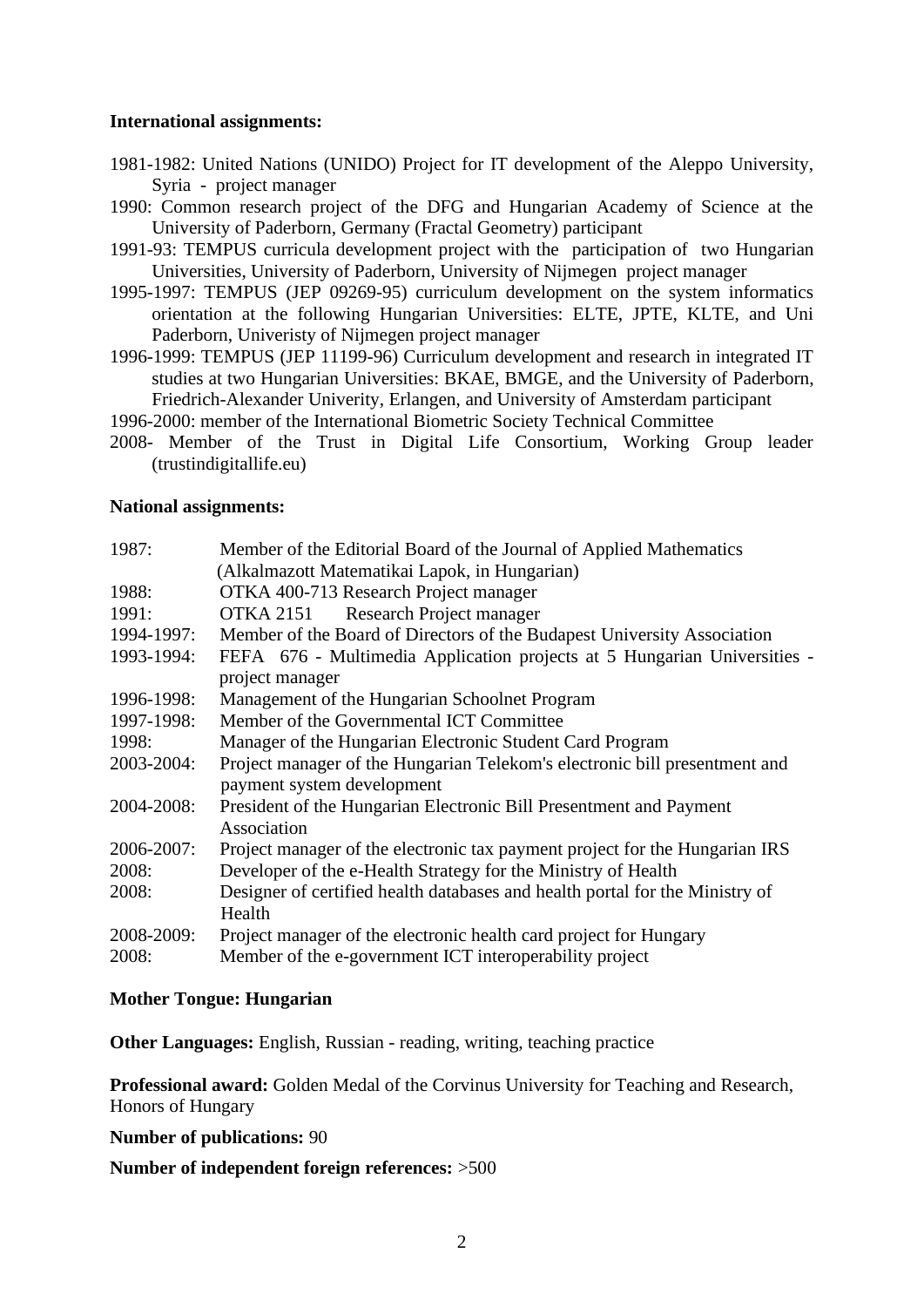**International assignments:**

1981-1982: United Nations (UNIDO) Project for IT development of the Aleppo University, Syria - project manager

1990: Common research project of the DFG and Hungarian Academy of Science at the University of Paderborn, Germany (Fractal Geometry) participant

1991-93: TEMPUS curricula development project with the participation of two Hungarian Universities, University of Paderborn, University of Nijmegen project manager

1995-1997: TEMPUS (JEP 09269-95) curriculum development on the system informatics orientation at the following Hungarian Universities: ELTE, JPTE, KLTE, and Uni Paderborn, Univeristy of Nijmegen project manager

1996-1999: TEMPUS (JEP 11199-96) Curriculum development and research in integrated IT studies at two Hungarian Universities: BKAE, BMGE, and the University of Paderborn, Friedrich-Alexander Univerity, Erlangen, and University of Amsterdam participant

1996-2000: member of the International Biometric Society Technical Committee

2008- Member of the Trust in Digital Life Consortium, Working Group leader (trustindigitallife.eu)

**National assignments:**

| | |
|---|---|
| 1987: | Member of the Editorial Board of the Journal of Applied Mathematics (Alkalmazott Matematikai Lapok, in Hungarian) |
| 1988: | OTKA 400-713 Research Project manager |
| 1991: | OTKA 2151 Research Project manager |
| 1994-1997: | Member of the Board of Directors of the Budapest University Association |
| 1993-1994: | FEFA 676 - Multimedia Application projects at 5 Hungarian Universities - project manager |
| 1996-1998: | Management of the Hungarian Schoolnet Program |
| 1997-1998: | Member of the Governmental ICT Committee |
| 1998: | Manager of the Hungarian Electronic Student Card Program |
| 2003-2004: | Project manager of the Hungarian Telekom's electronic bill presentment and payment system development |
| 2004-2008: | President of the Hungarian Electronic Bill Presentment and Payment Association |
| 2006-2007: | Project manager of the electronic tax payment project for the Hungarian IRS |
| 2008: | Developer of the e-Health Strategy for the Ministry of Health |
| 2008: | Designer of certified health databases and health portal for the Ministry of Health |
| 2008-2009: | Project manager of the electronic health card project for Hungary |
| 2008: | Member of the e-government ICT interoperability project |

**Mother Tongue: Hungarian**

**Other Languages:** English, Russian - reading, writing, teaching practice

**Professional award:** Golden Medal of the Corvinus University for Teaching and Research, Honors of Hungary

**Number of publications:** 90

**Number of independent foreign references:** >500